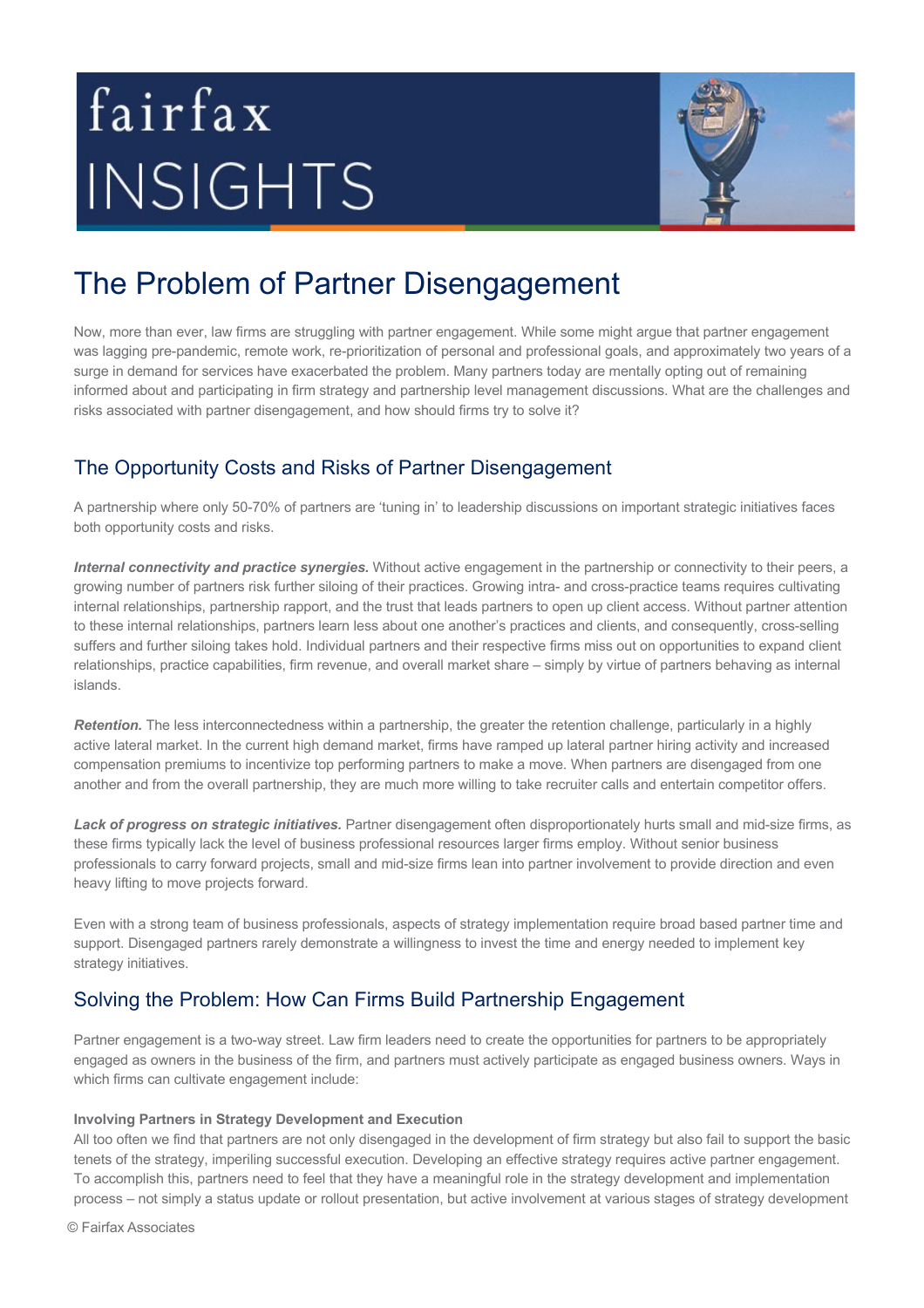fairfax INSIGHTS

# The Problem of Partner Disengagement

Now, more than ever, law firms are struggling with partner engagement. While some might argue that partner engagement was lagging pre-pandemic, remote work, re-prioritization of personal and professional goals, and approximately two years of a surge in demand for services have exacerbated the problem. Many partners today are mentally opting out of remaining informed about and participating in firm strategy and partnership level management discussions. What are the challenges and risks associated with partner disengagement, and how should firms try to solve it?

## The Opportunity Costs and Risks of Partner Disengagement

A partnership where only 50-70% of partners are 'tuning in' to leadership discussions on important strategic initiatives faces both opportunity costs and risks.

***Internal connectivity and practice synergies.*** Without active engagement in the partnership or connectivity to their peers, a growing number of partners risk further siloing of their practices. Growing intra- and cross-practice teams requires cultivating internal relationships, partnership rapport, and the trust that leads partners to open up client access. Without partner attention to these internal relationships, partners learn less about one another's practices and clients, and consequently, cross-selling suffers and further siloing takes hold. Individual partners and their respective firms miss out on opportunities to expand client relationships, practice capabilities, firm revenue, and overall market share – simply by virtue of partners behaving as internal islands.

***Retention.*** The less interconnectedness within a partnership, the greater the retention challenge, particularly in a highly active lateral market. In the current high demand market, firms have ramped up lateral partner hiring activity and increased compensation premiums to incentivize top performing partners to make a move. When partners are disengaged from one another and from the overall partnership, they are much more willing to take recruiter calls and entertain competitor offers.

***Lack of progress on strategic initiatives.*** Partner disengagement often disproportionately hurts small and mid-size firms, as these firms typically lack the level of business professional resources larger firms employ. Without senior business professionals to carry forward projects, small and mid-size firms lean into partner involvement to provide direction and even heavy lifting to move projects forward.

Even with a strong team of business professionals, aspects of strategy implementation require broad based partner time and support. Disengaged partners rarely demonstrate a willingness to invest the time and energy needed to implement key strategy initiatives.

## Solving the Problem: How Can Firms Build Partnership Engagement

Partner engagement is a two-way street. Law firm leaders need to create the opportunities for partners to be appropriately engaged as owners in the business of the firm, and partners must actively participate as engaged business owners. Ways in which firms can cultivate engagement include:

**Involving Partners in Strategy Development and Execution**

All too often we find that partners are not only disengaged in the development of firm strategy but also fail to support the basic tenets of the strategy, imperiling successful execution. Developing an effective strategy requires active partner engagement. To accomplish this, partners need to feel that they have a meaningful role in the strategy development and implementation process – not simply a status update or rollout presentation, but active involvement at various stages of strategy development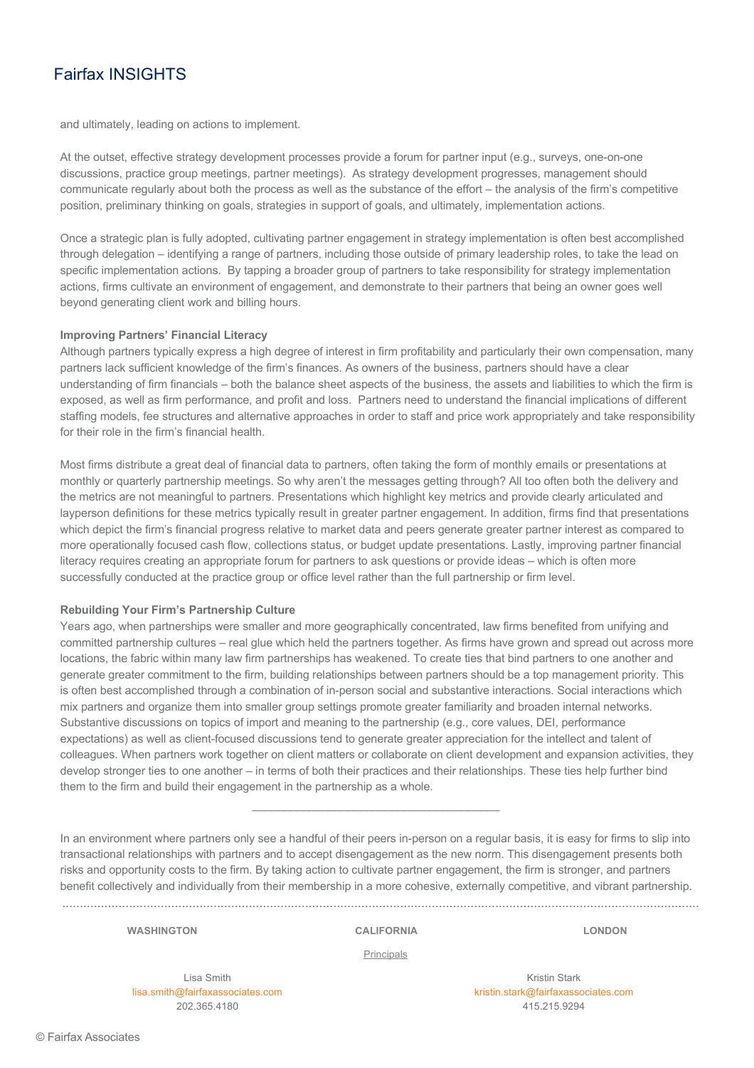and ultimately, leading on actions to implement.

At the outset, effective strategy development processes provide a forum for partner input (e.g., surveys, one-on-one discussions, practice group meetings, partner meetings). As strategy development progresses, management should communicate regularly about both the process as well as the substance of the effort – the analysis of the firm's competitive position, preliminary thinking on goals, strategies in support of goals, and ultimately, implementation actions.

Once a strategic plan is fully adopted, cultivating partner engagement in strategy implementation is often best accomplished through delegation – identifying a range of partners, including those outside of primary leadership roles, to take the lead on specific implementation actions. By tapping a broader group of partners to take responsibility for strategy implementation actions, firms cultivate an environment of engagement, and demonstrate to their partners that being an owner goes well beyond generating client work and billing hours.

**Improving Partners' Financial Literacy**

Although partners typically express a high degree of interest in firm profitability and particularly their own compensation, many partners lack sufficient knowledge of the firm's finances. As owners of the business, partners should have a clear understanding of firm financials – both the balance sheet aspects of the business, the assets and liabilities to which the firm is exposed, as well as firm performance, and profit and loss. Partners need to understand the financial implications of different staffing models, fee structures and alternative approaches in order to staff and price work appropriately and take responsibility for their role in the firm's financial health.

Most firms distribute a great deal of financial data to partners, often taking the form of monthly emails or presentations at monthly or quarterly partnership meetings. So why aren't the messages getting through? All too often both the delivery and the metrics are not meaningful to partners. Presentations which highlight key metrics and provide clearly articulated and layperson definitions for these metrics typically result in greater partner engagement. In addition, firms find that presentations which depict the firm's financial progress relative to market data and peers generate greater partner interest as compared to more operationally focused cash flow, collections status, or budget update presentations. Lastly, improving partner financial literacy requires creating an appropriate forum for partners to ask questions or provide ideas – which is often more successfully conducted at the practice group or office level rather than the full partnership or firm level.

**Rebuilding Your Firm's Partnership Culture**

Years ago, when partnerships were smaller and more geographically concentrated, law firms benefited from unifying and committed partnership cultures – real glue which held the partners together. As firms have grown and spread out across more locations, the fabric within many law firm partnerships has weakened. To create ties that bind partners to one another and generate greater commitment to the firm, building relationships between partners should be a top management priority. This is often best accomplished through a combination of in-person social and substantive interactions. Social interactions which mix partners and organize them into smaller group settings promote greater familiarity and broaden internal networks. Substantive discussions on topics of import and meaning to the partnership (e.g., core values, DEI, performance expectations) as well as client-focused discussions tend to generate greater appreciation for the intellect and talent of colleagues. When partners work together on client matters or collaborate on client development and expansion activities, they develop stronger ties to one another – in terms of both their practices and their relationships. These ties help further bind them to the firm and build their engagement in the partnership as a whole.

---

In an environment where partners only see a handful of their peers in-person on a regular basis, it is easy for firms to slip into transactional relationships with partners and to accept disengagement as the new norm. This disengagement presents both risks and opportunity costs to the firm. By taking action to cultivate partner engagement, the firm is stronger, and partners benefit collectively and individually from their membership in a more cohesive, externally competitive, and vibrant partnership.

---

**WASHINGTON** | **CALIFORNIA** | **LONDON**

Principals

Lisa Smith
lisa.smith@fairfaxassociates.com
202.365.4180

Kristin Stark
kristin.stark@fairfaxassociates.com
415.215.9294

© Fairfax Associates